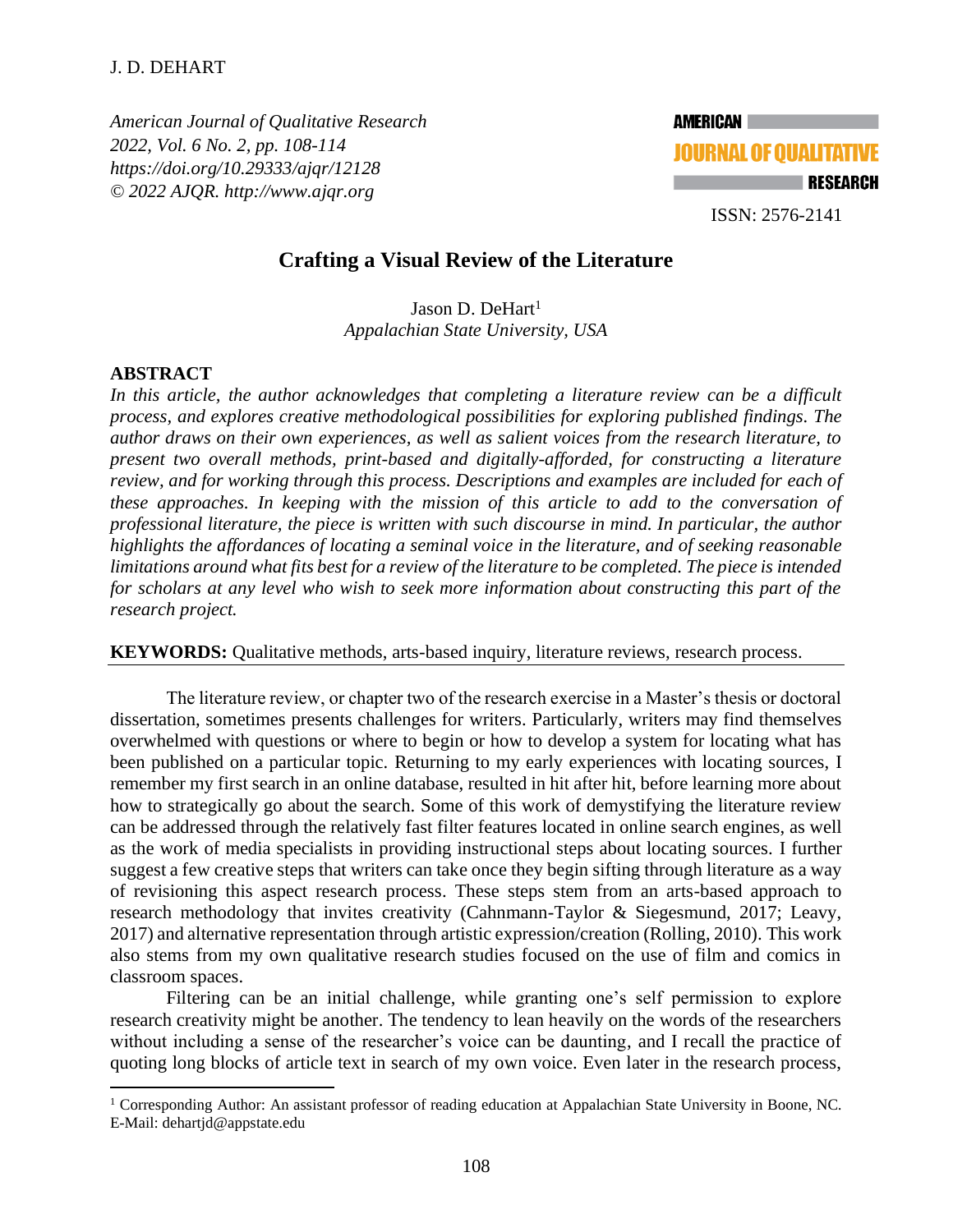American Journal of Qualitative Research
2022, Vol. 6 No. 2, pp. 108-114
https://doi.org/10.29333/ajqr/12128
© 2022 AJQR. http://www.ajqr.org

ISSN: 2576-2141

# Crafting a Visual Review of the Literature

Jason D. DeHart[1]
*Appalachian State University, USA*

## ABSTRACT

*In this article, the author acknowledges that completing a literature review can be a difficult process, and explores creative methodological possibilities for exploring published findings. The author draws on their own experiences, as well as salient voices from the research literature, to present two overall methods, print-based and digitally-afforded, for constructing a literature review, and for working through this process. Descriptions and examples are included for each of these approaches. In keeping with the mission of this article to add to the conversation of professional literature, the piece is written with such discourse in mind. In particular, the author highlights the affordances of locating a seminal voice in the literature, and of seeking reasonable limitations around what fits best for a review of the literature to be completed. The piece is intended for scholars at any level who wish to seek more information about constructing this part of the research project.*

**KEYWORDS:** Qualitative methods, arts-based inquiry, literature reviews, research process.

The literature review, or chapter two of the research exercise in a Master's thesis or doctoral dissertation, sometimes presents challenges for writers. Particularly, writers may find themselves overwhelmed with questions or where to begin or how to develop a system for locating what has been published on a particular topic. Returning to my early experiences with locating sources, I remember my first search in an online database, resulted in hit after hit, before learning more about how to strategically go about the search. Some of this work of demystifying the literature review can be addressed through the relatively fast filter features located in online search engines, as well as the work of media specialists in providing instructional steps about locating sources. I further suggest a few creative steps that writers can take once they begin sifting through literature as a way of revisioning this aspect research process. These steps stem from an arts-based approach to research methodology that invites creativity (Cahnmann-Taylor & Siegesmund, 2017; Leavy, 2017) and alternative representation through artistic expression/creation (Rolling, 2010). This work also stems from my own qualitative research studies focused on the use of film and comics in classroom spaces.

Filtering can be an initial challenge, while granting one's self permission to explore research creativity might be another. The tendency to lean heavily on the words of the researchers without including a sense of the researcher's voice can be daunting, and I recall the practice of quoting long blocks of article text in search of my own voice. Even later in the research process,

[1] Corresponding Author: An assistant professor of reading education at Appalachian State University in Boone, NC. E-Mail: dehartjd@appstate.edu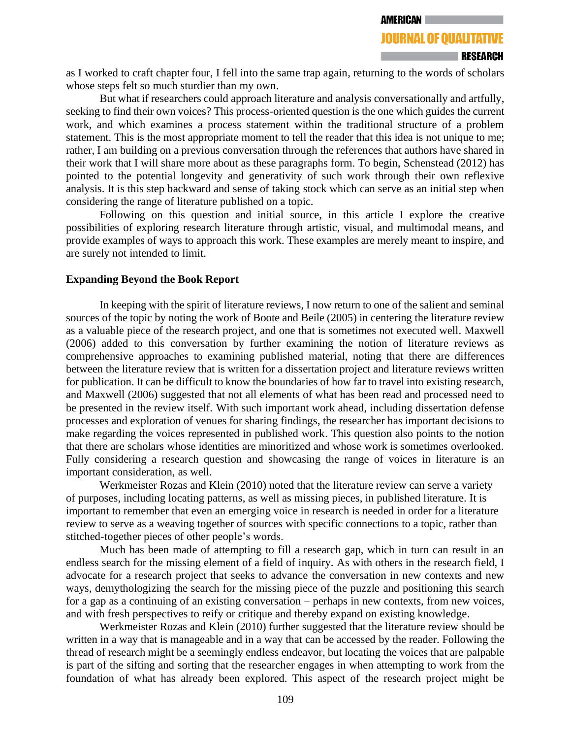as I worked to craft chapter four, I fell into the same trap again, returning to the words of scholars whose steps felt so much sturdier than my own.

But what if researchers could approach literature and analysis conversationally and artfully, seeking to find their own voices? This process-oriented question is the one which guides the current work, and which examines a process statement within the traditional structure of a problem statement. This is the most appropriate moment to tell the reader that this idea is not unique to me; rather, I am building on a previous conversation through the references that authors have shared in their work that I will share more about as these paragraphs form. To begin, Schenstead (2012) has pointed to the potential longevity and generativity of such work through their own reflexive analysis. It is this step backward and sense of taking stock which can serve as an initial step when considering the range of literature published on a topic.

Following on this question and initial source, in this article I explore the creative possibilities of exploring research literature through artistic, visual, and multimodal means, and provide examples of ways to approach this work. These examples are merely meant to inspire, and are surely not intended to limit.

**Expanding Beyond the Book Report**

In keeping with the spirit of literature reviews, I now return to one of the salient and seminal sources of the topic by noting the work of Boote and Beile (2005) in centering the literature review as a valuable piece of the research project, and one that is sometimes not executed well. Maxwell (2006) added to this conversation by further examining the notion of literature reviews as comprehensive approaches to examining published material, noting that there are differences between the literature review that is written for a dissertation project and literature reviews written for publication. It can be difficult to know the boundaries of how far to travel into existing research, and Maxwell (2006) suggested that not all elements of what has been read and processed need to be presented in the review itself. With such important work ahead, including dissertation defense processes and exploration of venues for sharing findings, the researcher has important decisions to make regarding the voices represented in published work. This question also points to the notion that there are scholars whose identities are minoritized and whose work is sometimes overlooked. Fully considering a research question and showcasing the range of voices in literature is an important consideration, as well.

Werkmeister Rozas and Klein (2010) noted that the literature review can serve a variety of purposes, including locating patterns, as well as missing pieces, in published literature. It is important to remember that even an emerging voice in research is needed in order for a literature review to serve as a weaving together of sources with specific connections to a topic, rather than stitched-together pieces of other people's words.

Much has been made of attempting to fill a research gap, which in turn can result in an endless search for the missing element of a field of inquiry. As with others in the research field, I advocate for a research project that seeks to advance the conversation in new contexts and new ways, demythologizing the search for the missing piece of the puzzle and positioning this search for a gap as a continuing of an existing conversation – perhaps in new contexts, from new voices, and with fresh perspectives to reify or critique and thereby expand on existing knowledge.

Werkmeister Rozas and Klein (2010) further suggested that the literature review should be written in a way that is manageable and in a way that can be accessed by the reader. Following the thread of research might be a seemingly endless endeavor, but locating the voices that are palpable is part of the sifting and sorting that the researcher engages in when attempting to work from the foundation of what has already been explored. This aspect of the research project might be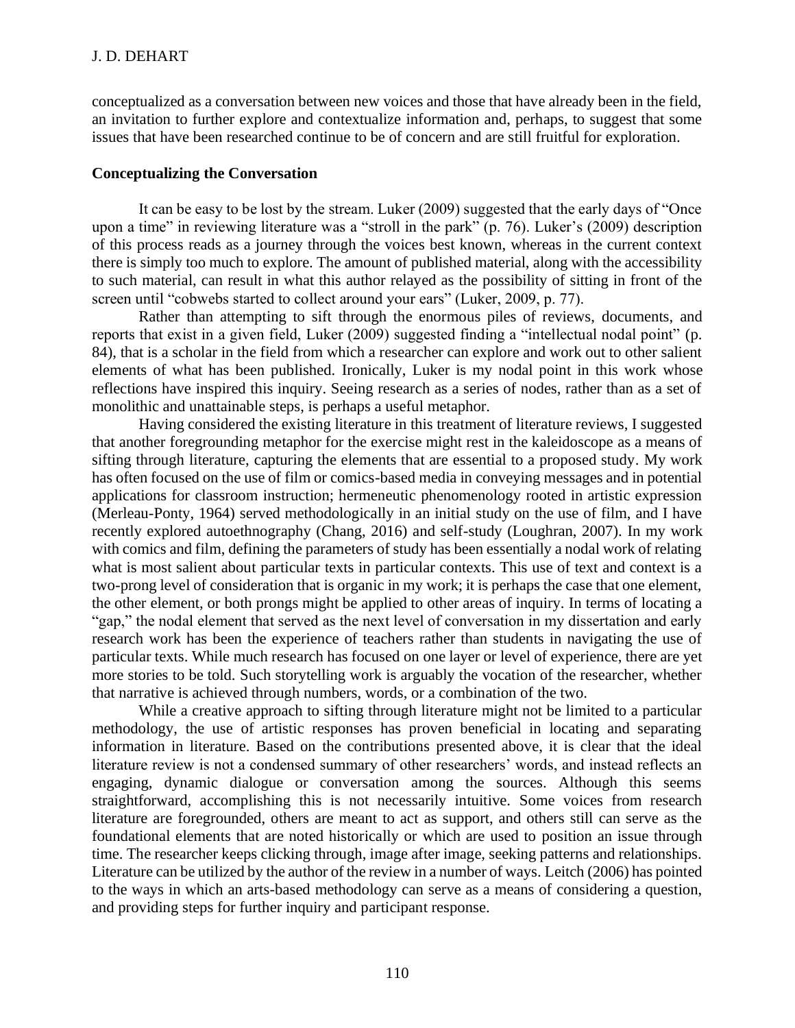conceptualized as a conversation between new voices and those that have already been in the field, an invitation to further explore and contextualize information and, perhaps, to suggest that some issues that have been researched continue to be of concern and are still fruitful for exploration.

## Conceptualizing the Conversation

It can be easy to be lost by the stream. Luker (2009) suggested that the early days of "Once upon a time" in reviewing literature was a "stroll in the park" (p. 76). Luker's (2009) description of this process reads as a journey through the voices best known, whereas in the current context there is simply too much to explore. The amount of published material, along with the accessibility to such material, can result in what this author relayed as the possibility of sitting in front of the screen until "cobwebs started to collect around your ears" (Luker, 2009, p. 77).

Rather than attempting to sift through the enormous piles of reviews, documents, and reports that exist in a given field, Luker (2009) suggested finding a "intellectual nodal point" (p. 84), that is a scholar in the field from which a researcher can explore and work out to other salient elements of what has been published. Ironically, Luker is my nodal point in this work whose reflections have inspired this inquiry. Seeing research as a series of nodes, rather than as a set of monolithic and unattainable steps, is perhaps a useful metaphor.

Having considered the existing literature in this treatment of literature reviews, I suggested that another foregrounding metaphor for the exercise might rest in the kaleidoscope as a means of sifting through literature, capturing the elements that are essential to a proposed study. My work has often focused on the use of film or comics-based media in conveying messages and in potential applications for classroom instruction; hermeneutic phenomenology rooted in artistic expression (Merleau-Ponty, 1964) served methodologically in an initial study on the use of film, and I have recently explored autoethnography (Chang, 2016) and self-study (Loughran, 2007). In my work with comics and film, defining the parameters of study has been essentially a nodal work of relating what is most salient about particular texts in particular contexts. This use of text and context is a two-prong level of consideration that is organic in my work; it is perhaps the case that one element, the other element, or both prongs might be applied to other areas of inquiry. In terms of locating a "gap," the nodal element that served as the next level of conversation in my dissertation and early research work has been the experience of teachers rather than students in navigating the use of particular texts. While much research has focused on one layer or level of experience, there are yet more stories to be told. Such storytelling work is arguably the vocation of the researcher, whether that narrative is achieved through numbers, words, or a combination of the two.

While a creative approach to sifting through literature might not be limited to a particular methodology, the use of artistic responses has proven beneficial in locating and separating information in literature. Based on the contributions presented above, it is clear that the ideal literature review is not a condensed summary of other researchers' words, and instead reflects an engaging, dynamic dialogue or conversation among the sources. Although this seems straightforward, accomplishing this is not necessarily intuitive. Some voices from research literature are foregrounded, others are meant to act as support, and others still can serve as the foundational elements that are noted historically or which are used to position an issue through time. The researcher keeps clicking through, image after image, seeking patterns and relationships. Literature can be utilized by the author of the review in a number of ways. Leitch (2006) has pointed to the ways in which an arts-based methodology can serve as a means of considering a question, and providing steps for further inquiry and participant response.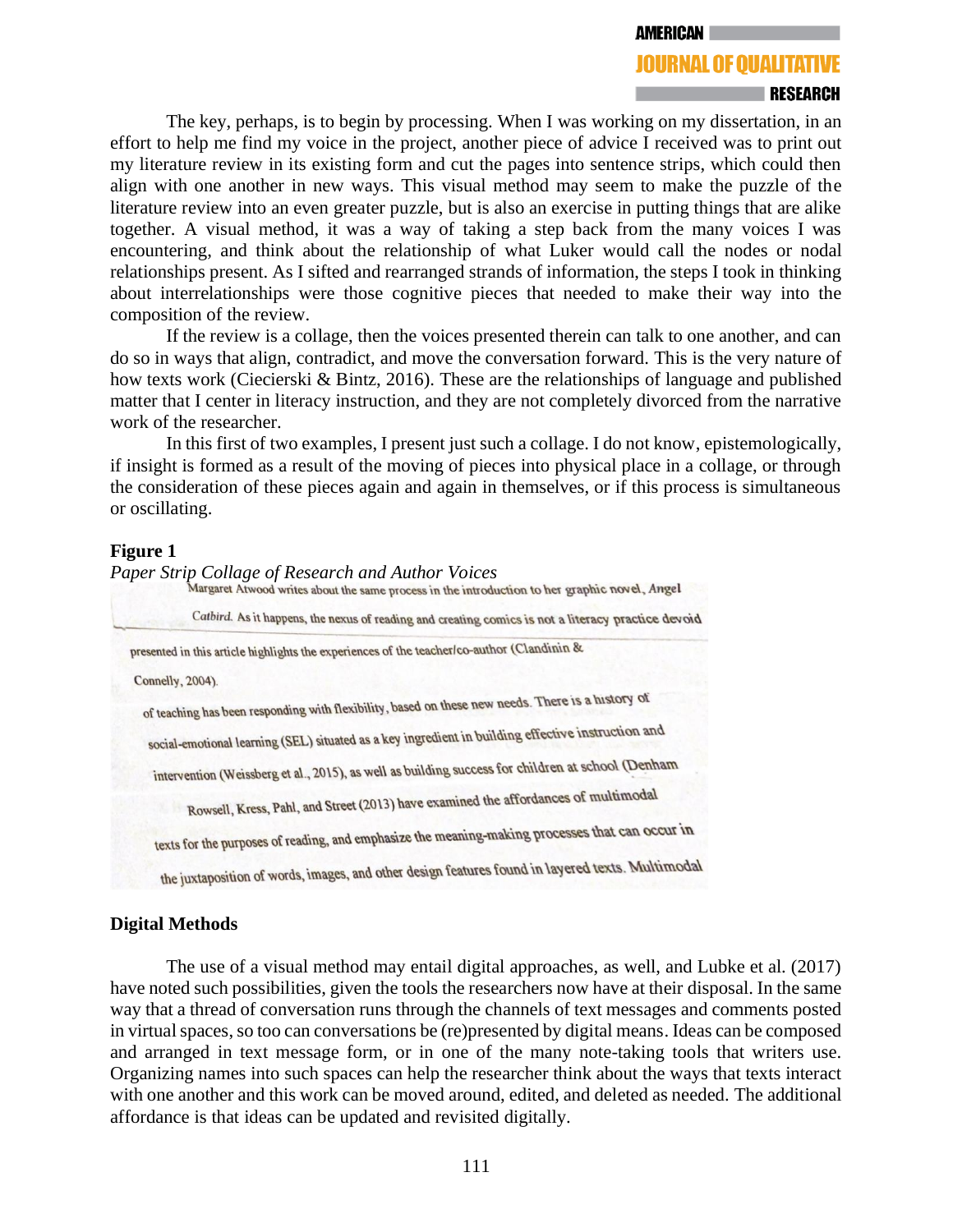The key, perhaps, is to begin by processing. When I was working on my dissertation, in an effort to help me find my voice in the project, another piece of advice I received was to print out my literature review in its existing form and cut the pages into sentence strips, which could then align with one another in new ways. This visual method may seem to make the puzzle of the literature review into an even greater puzzle, but is also an exercise in putting things that are alike together. A visual method, it was a way of taking a step back from the many voices I was encountering, and think about the relationship of what Luker would call the nodes or nodal relationships present. As I sifted and rearranged strands of information, the steps I took in thinking about interrelationships were those cognitive pieces that needed to make their way into the composition of the review.

If the review is a collage, then the voices presented therein can talk to one another, and can do so in ways that align, contradict, and move the conversation forward. This is the very nature of how texts work (Ciecierski & Bintz, 2016). These are the relationships of language and published matter that I center in literacy instruction, and they are not completely divorced from the narrative work of the researcher.

In this first of two examples, I present just such a collage. I do not know, epistemologically, if insight is formed as a result of the moving of pieces into physical place in a collage, or through the consideration of these pieces again and again in themselves, or if this process is simultaneous or oscillating.

**Figure 1**
*Paper Strip Collage of Research and Author Voices*

Margaret Atwood writes about the same process in the introduction to her graphic novel, *Angel Catbird*. As it happens, the nexus of reading and creating comics is not a literacy practice devoid

presented in this article highlights the experiences of the teacher/co-author (Clandinin & Connelly, 2004).

of teaching has been responding with flexibility, based on these new needs. There is a history of social-emotional learning (SEL) situated as a key ingredient in building effective instruction and intervention (Weissberg et al., 2015), as well as building success for children at school (Denham

Rowsell, Kress, Pahl, and Street (2013) have examined the affordances of multimodal texts for the purposes of reading, and emphasize the meaning-making processes that can occur in the juxtaposition of words, images, and other design features found in layered texts. Multimodal

## Digital Methods

The use of a visual method may entail digital approaches, as well, and Lubke et al. (2017) have noted such possibilities, given the tools the researchers now have at their disposal. In the same way that a thread of conversation runs through the channels of text messages and comments posted in virtual spaces, so too can conversations be (re)presented by digital means. Ideas can be composed and arranged in text message form, or in one of the many note-taking tools that writers use. Organizing names into such spaces can help the researcher think about the ways that texts interact with one another and this work can be moved around, edited, and deleted as needed. The additional affordance is that ideas can be updated and revisited digitally.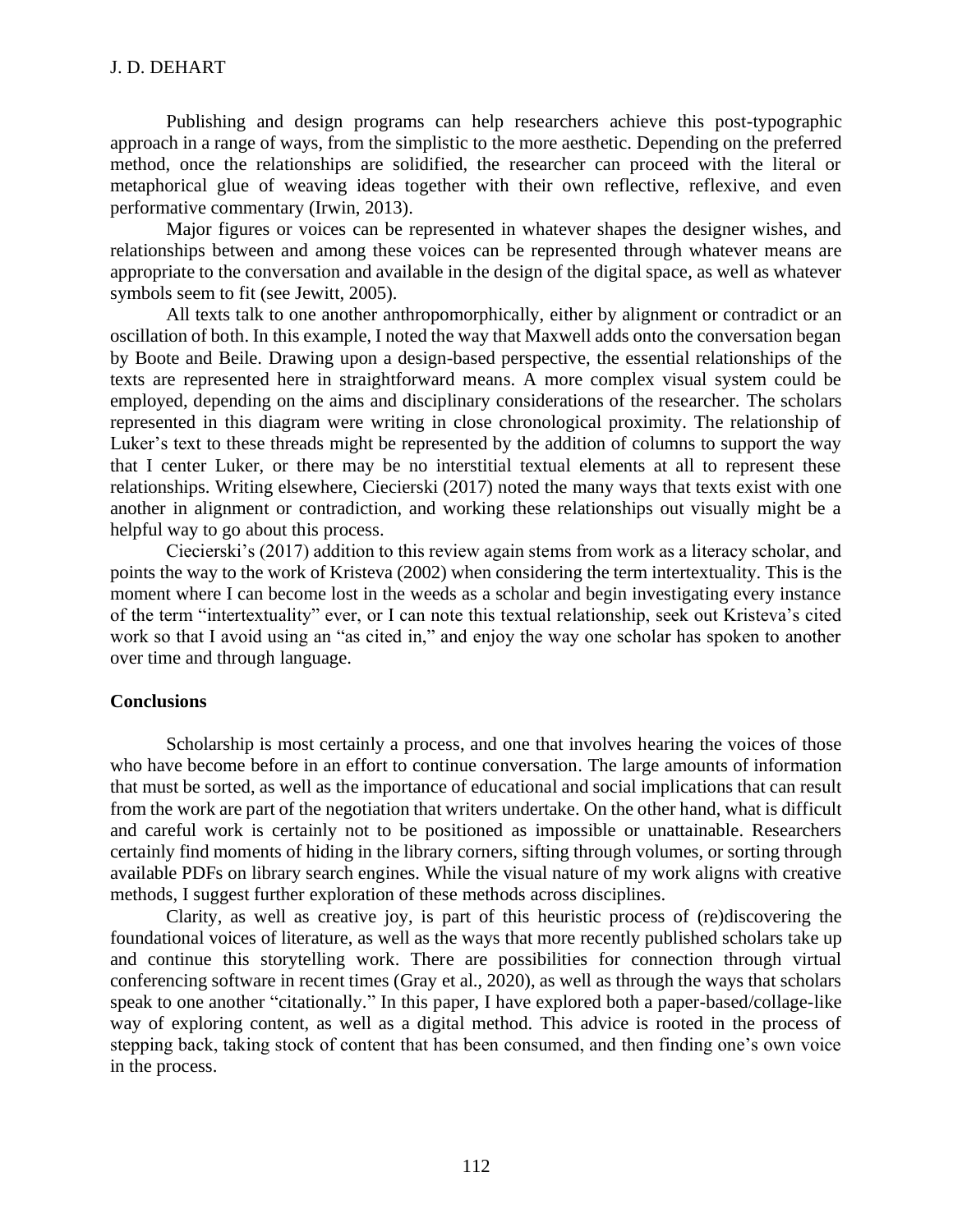Publishing and design programs can help researchers achieve this post-typographic approach in a range of ways, from the simplistic to the more aesthetic. Depending on the preferred method, once the relationships are solidified, the researcher can proceed with the literal or metaphorical glue of weaving ideas together with their own reflective, reflexive, and even performative commentary (Irwin, 2013).

Major figures or voices can be represented in whatever shapes the designer wishes, and relationships between and among these voices can be represented through whatever means are appropriate to the conversation and available in the design of the digital space, as well as whatever symbols seem to fit (see Jewitt, 2005).

All texts talk to one another anthropomorphically, either by alignment or contradict or an oscillation of both. In this example, I noted the way that Maxwell adds onto the conversation began by Boote and Beile. Drawing upon a design-based perspective, the essential relationships of the texts are represented here in straightforward means. A more complex visual system could be employed, depending on the aims and disciplinary considerations of the researcher. The scholars represented in this diagram were writing in close chronological proximity. The relationship of Luker's text to these threads might be represented by the addition of columns to support the way that I center Luker, or there may be no interstitial textual elements at all to represent these relationships. Writing elsewhere, Ciecierski (2017) noted the many ways that texts exist with one another in alignment or contradiction, and working these relationships out visually might be a helpful way to go about this process.

Ciecierski's (2017) addition to this review again stems from work as a literacy scholar, and points the way to the work of Kristeva (2002) when considering the term intertextuality. This is the moment where I can become lost in the weeds as a scholar and begin investigating every instance of the term "intertextuality" ever, or I can note this textual relationship, seek out Kristeva's cited work so that I avoid using an "as cited in," and enjoy the way one scholar has spoken to another over time and through language.

## Conclusions

Scholarship is most certainly a process, and one that involves hearing the voices of those who have become before in an effort to continue conversation. The large amounts of information that must be sorted, as well as the importance of educational and social implications that can result from the work are part of the negotiation that writers undertake. On the other hand, what is difficult and careful work is certainly not to be positioned as impossible or unattainable. Researchers certainly find moments of hiding in the library corners, sifting through volumes, or sorting through available PDFs on library search engines. While the visual nature of my work aligns with creative methods, I suggest further exploration of these methods across disciplines.

Clarity, as well as creative joy, is part of this heuristic process of (re)discovering the foundational voices of literature, as well as the ways that more recently published scholars take up and continue this storytelling work. There are possibilities for connection through virtual conferencing software in recent times (Gray et al., 2020), as well as through the ways that scholars speak to one another "citationally." In this paper, I have explored both a paper-based/collage-like way of exploring content, as well as a digital method. This advice is rooted in the process of stepping back, taking stock of content that has been consumed, and then finding one's own voice in the process.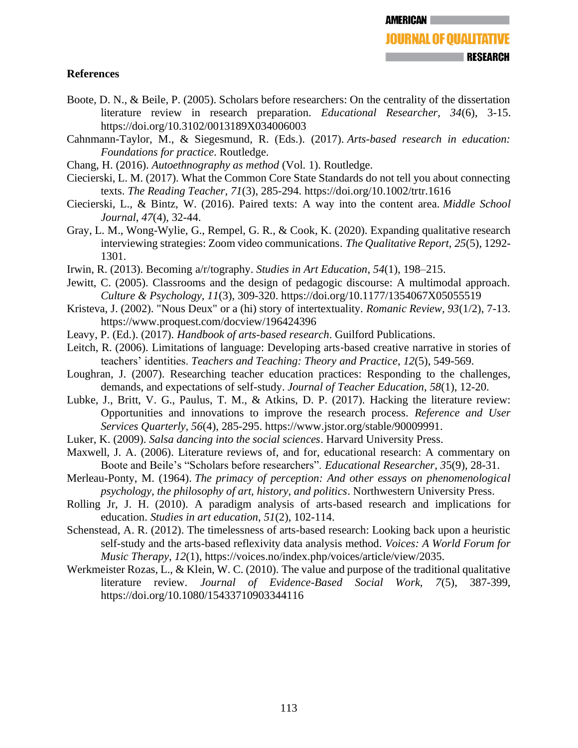## References

Boote, D. N., & Beile, P. (2005). Scholars before researchers: On the centrality of the dissertation literature review in research preparation. *Educational Researcher*, *34*(6), 3-15. https://doi.org/10.3102/0013189X034006003

Cahnmann-Taylor, M., & Siegesmund, R. (Eds.). (2017). *Arts-based research in education: Foundations for practice*. Routledge.

Chang, H. (2016). *Autoethnography as method* (Vol. 1). Routledge.

Ciecierski, L. M. (2017). What the Common Core State Standards do not tell you about connecting texts. *The Reading Teacher, 71*(3), 285-294. https://doi.org/10.1002/trtr.1616

Ciecierski, L., & Bintz, W. (2016). Paired texts: A way into the content area. *Middle School Journal*, *47*(4), 32-44.

Gray, L. M., Wong-Wylie, G., Rempel, G. R., & Cook, K. (2020). Expanding qualitative research interviewing strategies: Zoom video communications. *The Qualitative Report*, *25*(5), 1292-1301.

Irwin, R. (2013). Becoming a/r/tography. *Studies in Art Education*, *54*(1), 198–215.

Jewitt, C. (2005). Classrooms and the design of pedagogic discourse: A multimodal approach. *Culture & Psychology, 11*(3), 309-320. https://doi.org/10.1177/1354067X05055519

Kristeva, J. (2002). "Nous Deux" or a (hi) story of intertextuality. *Romanic Review, 93*(1/2), 7-13. https://www.proquest.com/docview/196424396

Leavy, P. (Ed.). (2017). *Handbook of arts-based research*. Guilford Publications.

Leitch, R. (2006). Limitations of language: Developing arts-based creative narrative in stories of teachers' identities. *Teachers and Teaching: Theory and Practice*, *12*(5), 549-569.

Loughran, J. (2007). Researching teacher education practices: Responding to the challenges, demands, and expectations of self-study. *Journal of Teacher Education*, *58*(1), 12-20.

Lubke, J., Britt, V. G., Paulus, T. M., & Atkins, D. P. (2017). Hacking the literature review: Opportunities and innovations to improve the research process. *Reference and User Services Quarterly, 56*(4), 285-295. https://www.jstor.org/stable/90009991.

Luker, K. (2009). *Salsa dancing into the social sciences*. Harvard University Press.

Maxwell, J. A. (2006). Literature reviews of, and for, educational research: A commentary on Boote and Beile's "Scholars before researchers". *Educational Researcher, 3*5(9), 28-31.

Merleau-Ponty, M. (1964). *The primacy of perception: And other essays on phenomenological psychology, the philosophy of art, history, and politics*. Northwestern University Press.

Rolling Jr, J. H. (2010). A paradigm analysis of arts-based research and implications for education. *Studies in art education*, *51*(2), 102-114.

Schenstead, A. R. (2012). The timelessness of arts-based research: Looking back upon a heuristic self-study and the arts-based reflexivity data analysis method. *Voices: A World Forum for Music Therapy*, *12*(1), https://voices.no/index.php/voices/article/view/2035.

Werkmeister Rozas, L., & Klein, W. C. (2010). The value and purpose of the traditional qualitative literature review. *Journal of Evidence-Based Social Work*, *7*(5), 387-399, https://doi.org/10.1080/15433710903344116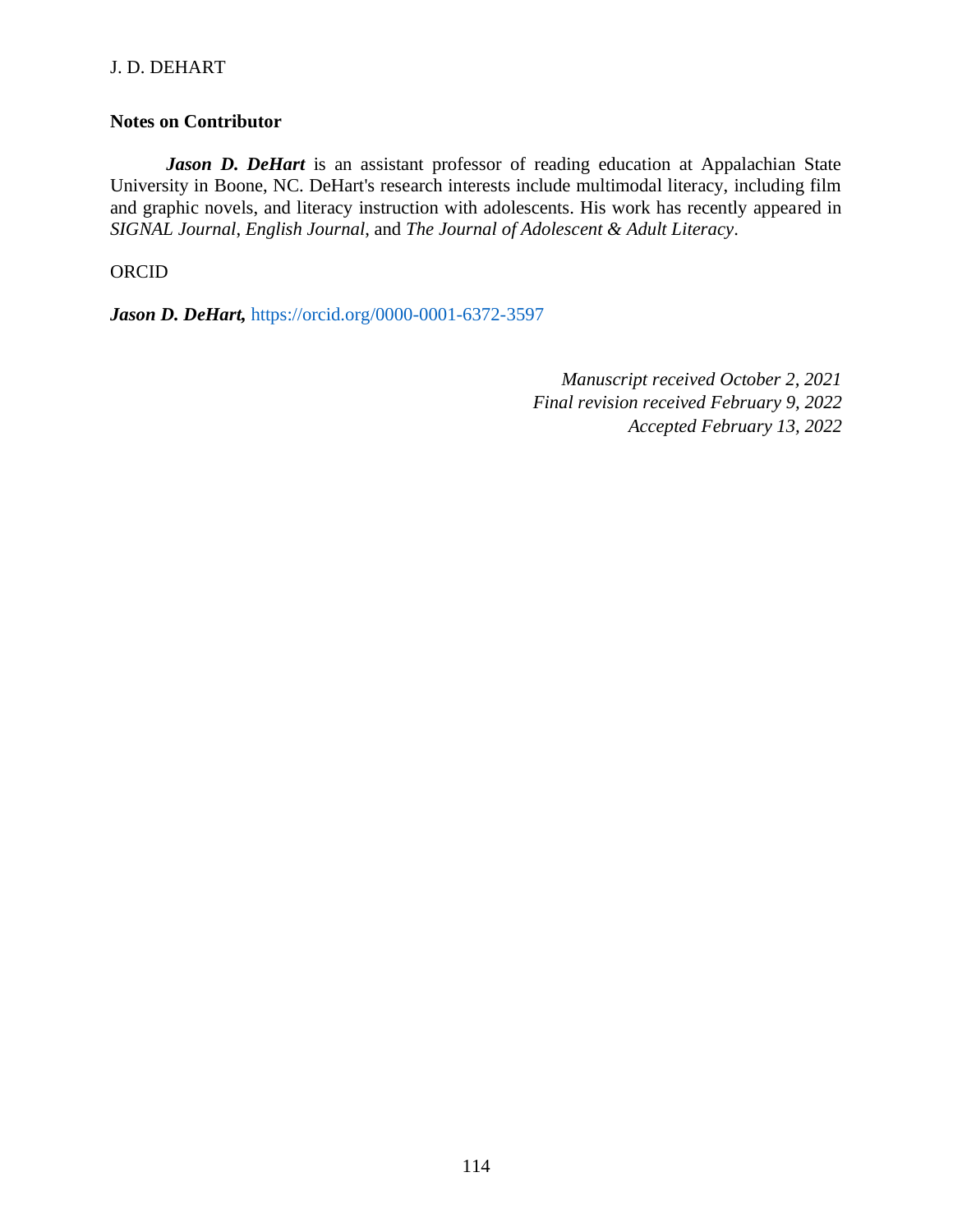## Notes on Contributor

***Jason D. DeHart*** is an assistant professor of reading education at Appalachian State University in Boone, NC. DeHart's research interests include multimodal literacy, including film and graphic novels, and literacy instruction with adolescents. His work has recently appeared in *SIGNAL Journal*, *English Journal*, and *The Journal of Adolescent & Adult Literacy*.

ORCID

***Jason D. DeHart,*** https://orcid.org/0000-0001-6372-3597

*Manuscript received October 2, 2021*
*Final revision received February 9, 2022*
*Accepted February 13, 2022*